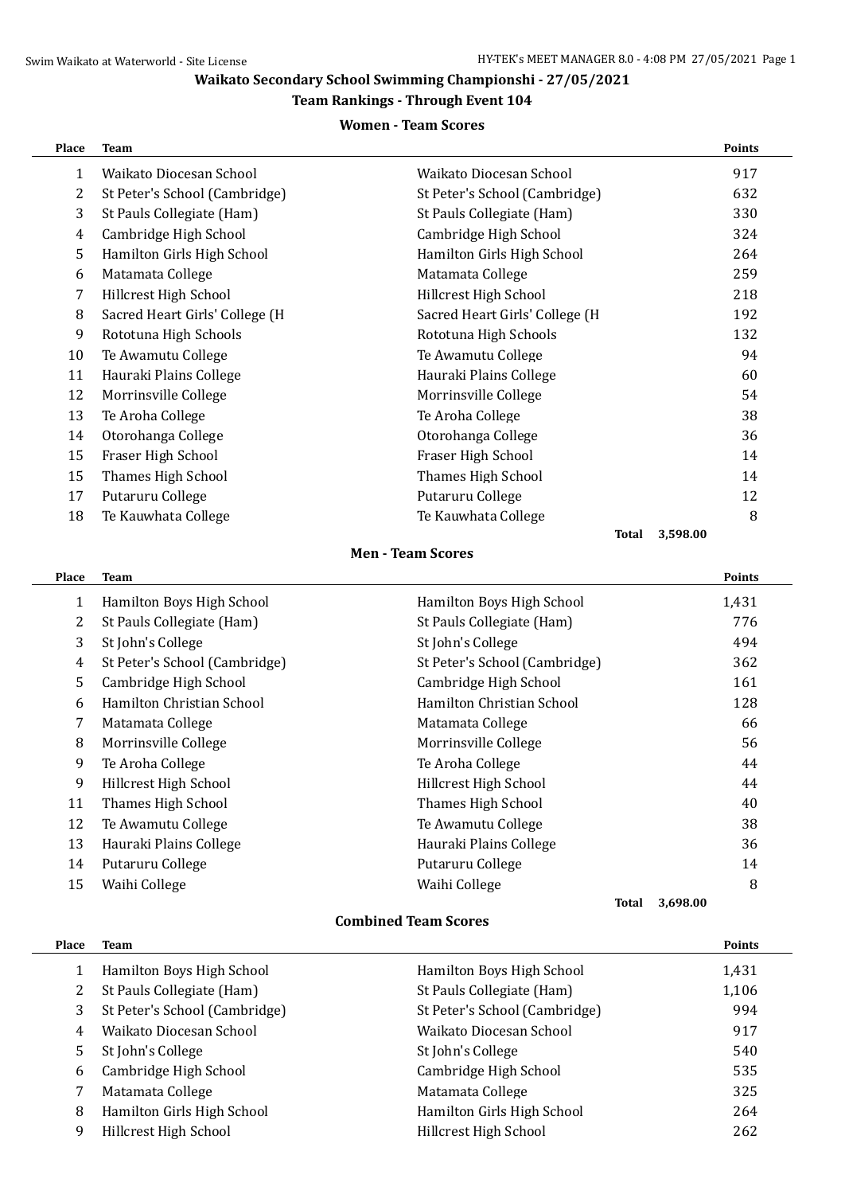## Waikato Secondary School Swimming Championshi - 27/05/2021

### Team Rankings - Through Event 104

#### Women - Team Scores

| Place | Team | | Points |
|---|---|---|---|
| 1 | Waikato Diocesan School | Waikato Diocesan School | 917 |
| 2 | St Peter's School (Cambridge) | St Peter's School (Cambridge) | 632 |
| 3 | St Pauls Collegiate (Ham) | St Pauls Collegiate (Ham) | 330 |
| 4 | Cambridge High School | Cambridge High School | 324 |
| 5 | Hamilton Girls High School | Hamilton Girls High School | 264 |
| 6 | Matamata College | Matamata College | 259 |
| 7 | Hillcrest High School | Hillcrest High School | 218 |
| 8 | Sacred Heart Girls' College (H | Sacred Heart Girls' College (H | 192 |
| 9 | Rototuna High Schools | Rototuna High Schools | 132 |
| 10 | Te Awamutu College | Te Awamutu College | 94 |
| 11 | Hauraki Plains College | Hauraki Plains College | 60 |
| 12 | Morrinsville College | Morrinsville College | 54 |
| 13 | Te Aroha College | Te Aroha College | 38 |
| 14 | Otorohanga College | Otorohanga College | 36 |
| 15 | Fraser High School | Fraser High School | 14 |
| 15 | Thames High School | Thames High School | 14 |
| 17 | Putaruru College | Putaruru College | 12 |
| 18 | Te Kauwhata College | Te Kauwhata College | 8 |
| | | Total | 3,598.00 |

#### Men - Team Scores

| Place | Team | | Points |
|---|---|---|---|
| 1 | Hamilton Boys High School | Hamilton Boys High School | 1,431 |
| 2 | St Pauls Collegiate (Ham) | St Pauls Collegiate (Ham) | 776 |
| 3 | St John's College | St John's College | 494 |
| 4 | St Peter's School (Cambridge) | St Peter's School (Cambridge) | 362 |
| 5 | Cambridge High School | Cambridge High School | 161 |
| 6 | Hamilton Christian School | Hamilton Christian School | 128 |
| 7 | Matamata College | Matamata College | 66 |
| 8 | Morrinsville College | Morrinsville College | 56 |
| 9 | Te Aroha College | Te Aroha College | 44 |
| 9 | Hillcrest High School | Hillcrest High School | 44 |
| 11 | Thames High School | Thames High School | 40 |
| 12 | Te Awamutu College | Te Awamutu College | 38 |
| 13 | Hauraki Plains College | Hauraki Plains College | 36 |
| 14 | Putaruru College | Putaruru College | 14 |
| 15 | Waihi College | Waihi College | 8 |
| | | Total | 3,698.00 |

#### Combined Team Scores

| Place | Team | | Points |
|---|---|---|---|
| 1 | Hamilton Boys High School | Hamilton Boys High School | 1,431 |
| 2 | St Pauls Collegiate (Ham) | St Pauls Collegiate (Ham) | 1,106 |
| 3 | St Peter's School (Cambridge) | St Peter's School (Cambridge) | 994 |
| 4 | Waikato Diocesan School | Waikato Diocesan School | 917 |
| 5 | St John's College | St John's College | 540 |
| 6 | Cambridge High School | Cambridge High School | 535 |
| 7 | Matamata College | Matamata College | 325 |
| 8 | Hamilton Girls High School | Hamilton Girls High School | 264 |
| 9 | Hillcrest High School | Hillcrest High School | 262 |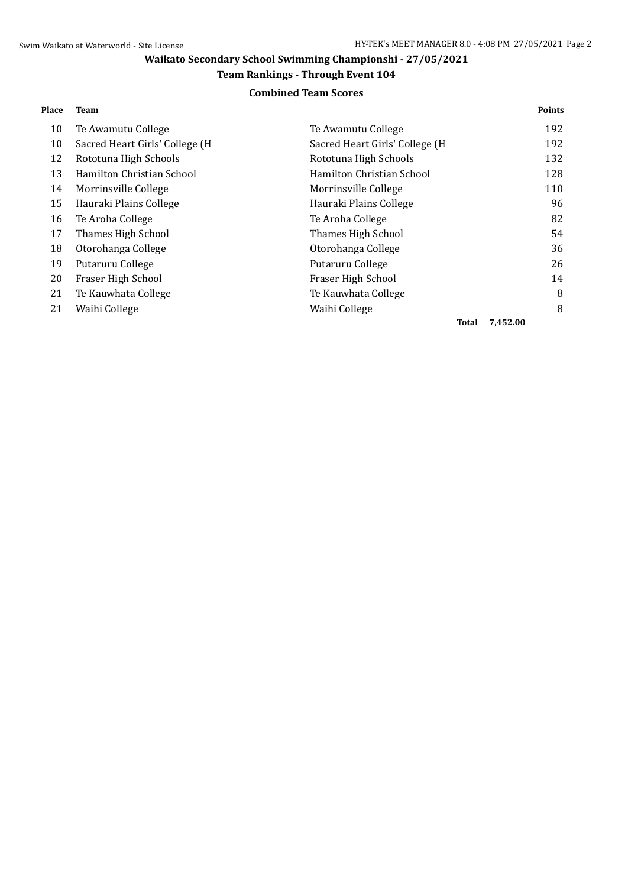# Waikato Secondary School Swimming Championshi - 27/05/2021

## Team Rankings - Through Event 104

### Combined Team Scores

| Place | Team | | Points |
|---|---|---|---|
| 10 | Te Awamutu College | Te Awamutu College | 192 |
| 10 | Sacred Heart Girls' College (H | Sacred Heart Girls' College (H | 192 |
| 12 | Rototuna High Schools | Rototuna High Schools | 132 |
| 13 | Hamilton Christian School | Hamilton Christian School | 128 |
| 14 | Morrinsville College | Morrinsville College | 110 |
| 15 | Hauraki Plains College | Hauraki Plains College | 96 |
| 16 | Te Aroha College | Te Aroha College | 82 |
| 17 | Thames High School | Thames High School | 54 |
| 18 | Otorohanga College | Otorohanga College | 36 |
| 19 | Putaruru College | Putaruru College | 26 |
| 20 | Fraser High School | Fraser High School | 14 |
| 21 | Te Kauwhata College | Te Kauwhata College | 8 |
| 21 | Waihi College | Waihi College | 8 |
| | | **Total** | 7,452.00 |